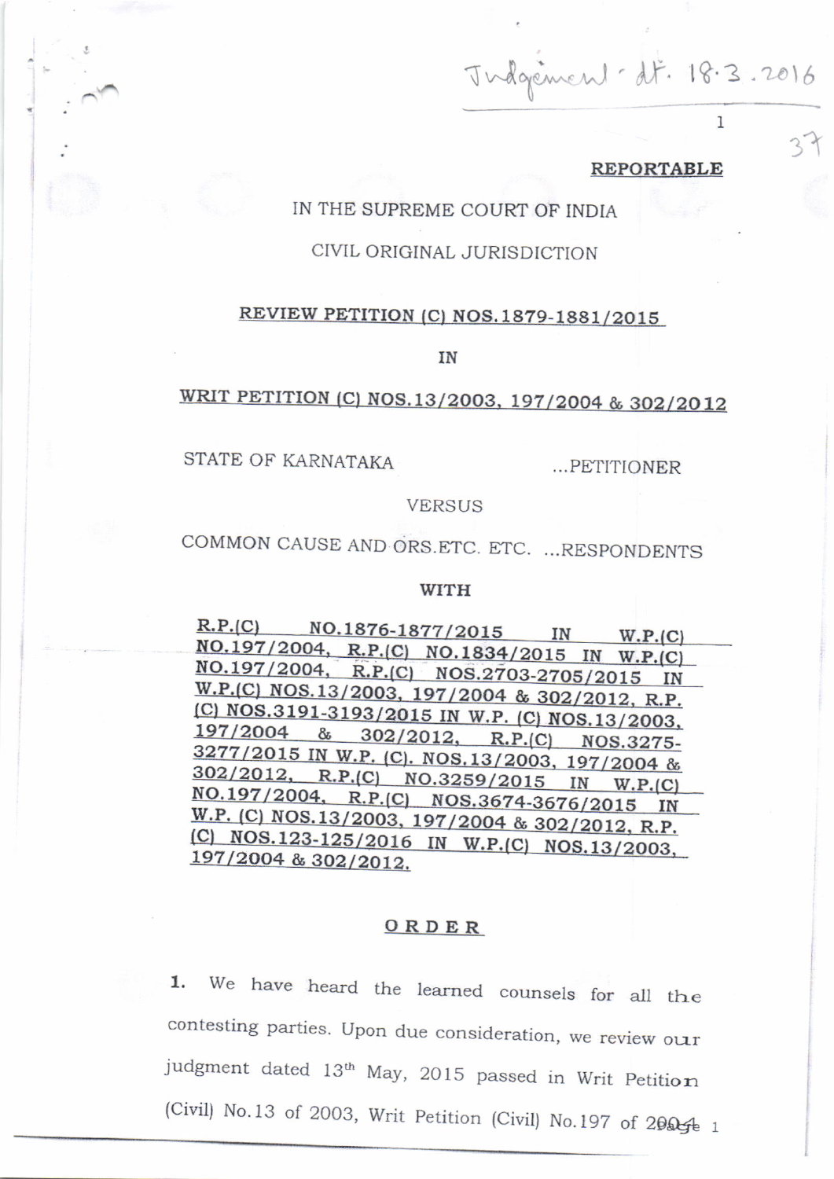Judgement dt. 18.3.2016

**REPORTABLE**

IN THE SUPREME COURT OF INDIA

CIVIL ORIGINAL JURISDICTION

**REVIEW PETITION (C) NOS.1879-1881/2015**

IN

**WRIT PETITION (C) NOS.13/2003, 197/2004 & 302/2012**

STATE OF KARNATAKA ...PETITIONER

VERSUS

COMMON CAUSE AND ORS.ETC. ETC. ...RESPONDENTS

**WITH**

**R.P.(C) NO.1876-1877/2015 IN W.P.(C) NO.197/2004, R.P.(C) NO.1834/2015 IN W.P.(C) NO.197/2004, R.P.(C) NOS.2703-2705/2015 IN W.P.(C) NOS.13/2003, 197/2004 & 302/2012, R.P. (C) NOS.3191-3193/2015 IN W.P. (C) NOS.13/2003, 197/2004 & 302/2012, R.P.(C) NOS.3275-3277/2015 IN W.P. (C). NOS.13/2003, 197/2004 & 302/2012, R.P.(C) NO.3259/2015 IN W.P.(C) NO.197/2004, R.P.(C) NOS.3674-3676/2015 IN W.P. (C) NOS.13/2003, 197/2004 & 302/2012, R.P. (C) NOS.123-125/2016 IN W.P.(C) NOS.13/2003, 197/2004 & 302/2012.**

**ORDER**

1. We have heard the learned counsels for all the contesting parties. Upon due consideration, we review our judgment dated 13[th] May, 2015 passed in Writ Petition (Civil) No.13 of 2003, Writ Petition (Civil) No.197 of 2004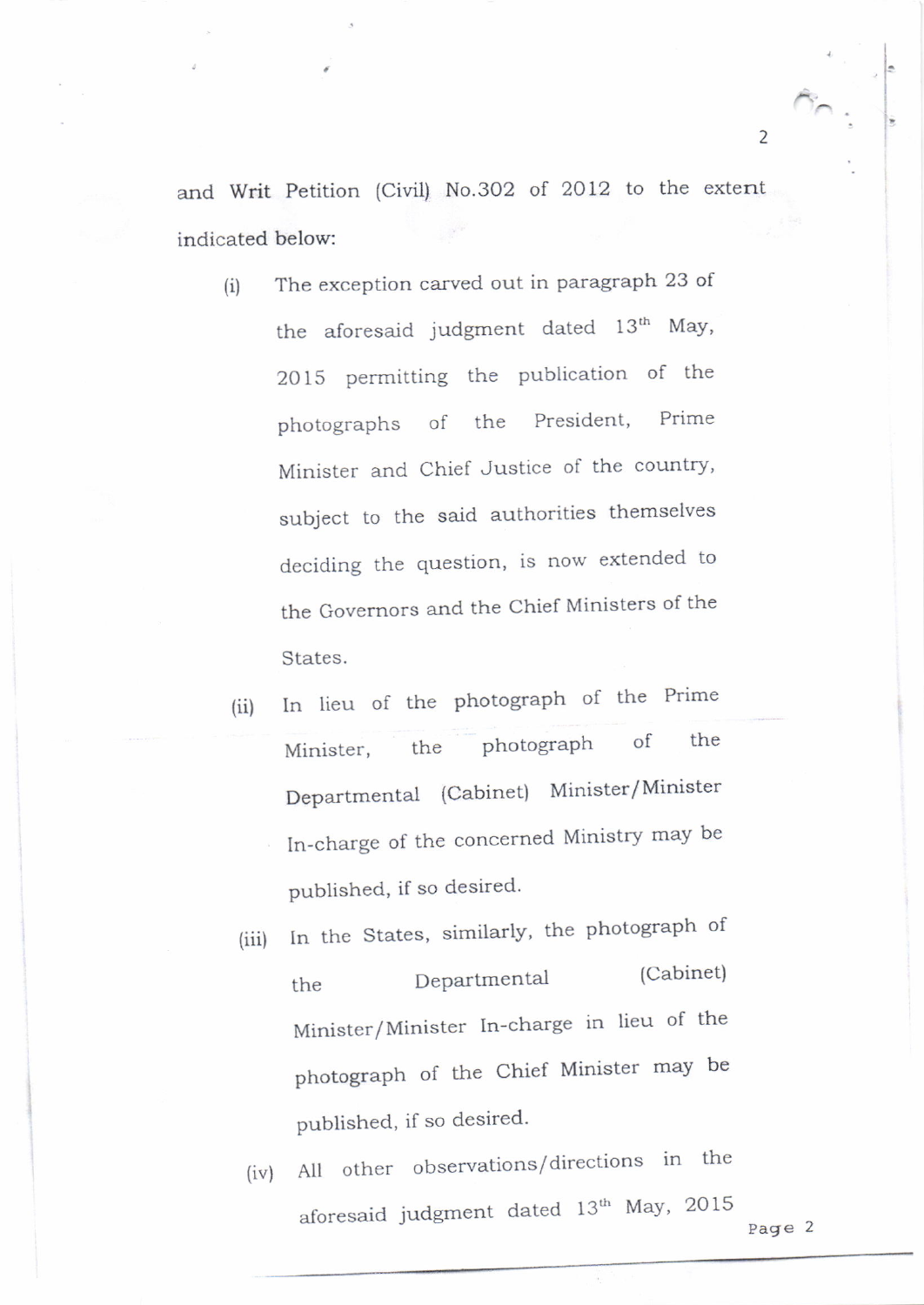and Writ Petition (Civil) No.302 of 2012 to the extent indicated below:

(i) The exception carved out in paragraph 23 of the aforesaid judgment dated 13th May, 2015 permitting the publication of the photographs of the President, Prime Minister and Chief Justice of the country, subject to the said authorities themselves deciding the question, is now extended to the Governors and the Chief Ministers of the States.

(ii) In lieu of the photograph of the Prime Minister, the photograph of the Departmental (Cabinet) Minister/Minister In-charge of the concerned Ministry may be published, if so desired.

(iii) In the States, similarly, the photograph of the Departmental (Cabinet) Minister/Minister In-charge in lieu of the photograph of the Chief Minister may be published, if so desired.

(iv) All other observations/directions in the aforesaid judgment dated 13th May, 2015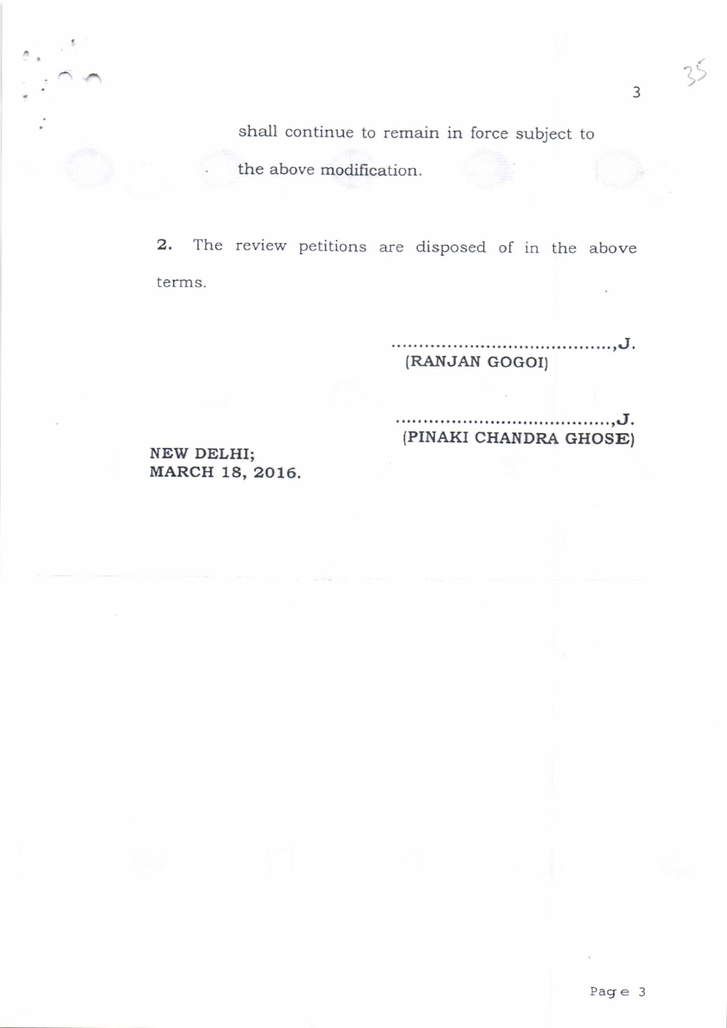shall continue to remain in force subject to the above modification.

2. The review petitions are disposed of in the above terms.

..........................................,J.
(RANJAN GOGOI)

..........................................,J.
(PINAKI CHANDRA GHOSE)

NEW DELHI;
MARCH 18, 2016.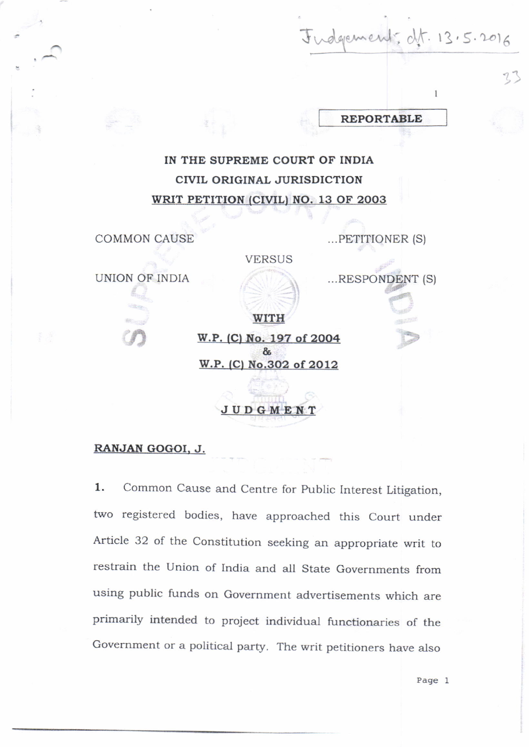Judgement dt. 13.5.2016

**REPORTABLE**

**IN THE SUPREME COURT OF INDIA**

**CIVIL ORIGINAL JURISDICTION**

**WRIT PETITION (CIVIL) NO. 13 OF 2003**

COMMON CAUSE ...PETITIONER (S)

VERSUS

UNION OF INDIA ...RESPONDENT (S)

**WITH**

**W.P. (C) No. 197 of 2004**

**&**

**W.P. (C) No.302 of 2012**

**JUDGMENT**

**RANJAN GOGOI, J.**

**1.** Common Cause and Centre for Public Interest Litigation, two registered bodies, have approached this Court under Article 32 of the Constitution seeking an appropriate writ to restrain the Union of India and all State Governments from using public funds on Government advertisements which are primarily intended to project individual functionaries of the Government or a political party. The writ petitioners have also